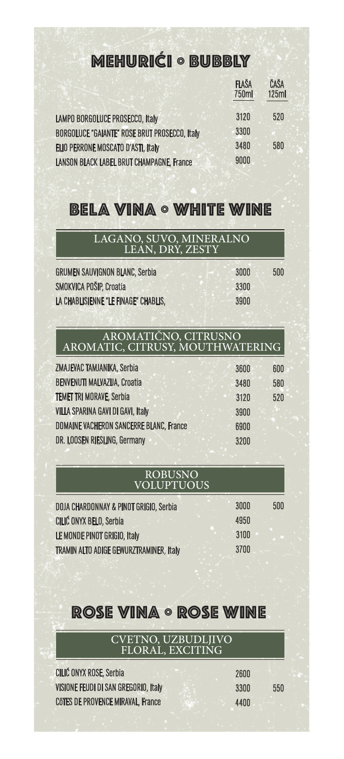# MEHURIĆI ◦ BUBBLY

| | FLAŠA 750ml | ČAŠA 125ml |
|---|---|---|
| LAMPO BORGOLUCE PROSECCO, Italy | 3120 | 520 |
| BORGOLUCE "GAIANTE" ROSE BRUT PROSECCO, Italy | 3300 | |
| ELIO PERRONE MOSCATO D'ASTI, Italy | 3480 | 580 |
| LANSON BLACK LABEL BRUT CHAMPAGNE, France | 9000 | |

# BELA VINA ◦ WHITE WINE

## LAGANO, SUVO, MINERALNO
## LEAN, DRY, ZESTY

| | | |
|---|---|---|
| GRUMEN SAUVIGNON BLANC, Serbia | 3000 | 500 |
| SMOKVICA POŠIP, Croatia | 3300 | |
| LA CHABLISIENNE "LE FINAGE" CHABLIS, | 3900 | |

## AROMATIČNO, CITRUSNO
## AROMATIC, CITRUSY, MOUTHWATERING

| | | |
|---|---|---|
| ZMAJEVAC TAMJANIKA, Serbia | 3600 | 600 |
| BENVENUTI MALVAZIJA, Croatia | 3480 | 580 |
| TEMET TRI MORAVE, Serbia | 3120 | 520 |
| VILLA SPARINA GAVI DI GAVI, Italy | 3900 | |
| DOMAINE VACHERON SANCERRE BLANC, France | 6900 | |
| DR. LOOSEN RIESLING, Germany | 3200 | |

## ROBUSNO
## VOLUPTUOUS

| | | |
|---|---|---|
| DOJA CHARDONNAY & PINOT GRIGIO, Serbia | 3000 | 500 |
| CILIĆ ONYX BELO, Serbia | 4950 | |
| LE MONDE PINOT GRIGIO, Italy | 3100 | |
| TRAMIN ALTO ADIGE GEWURZTRAMINER, Italy | 3700 | |

# ROSE VINA ◦ ROSE WINE

## CVETNO, UZBUDLJIVO
## FLORAL, EXCITING

| | | |
|---|---|---|
| CILIĆ ONYX ROSE, Serbia | 2600 | |
| VISIONE FEUDI DI SAN GREGORIO, Italy | 3300 | 550 |
| CÔTES DE PROVENCE MIRAVAL, France | 4400 | |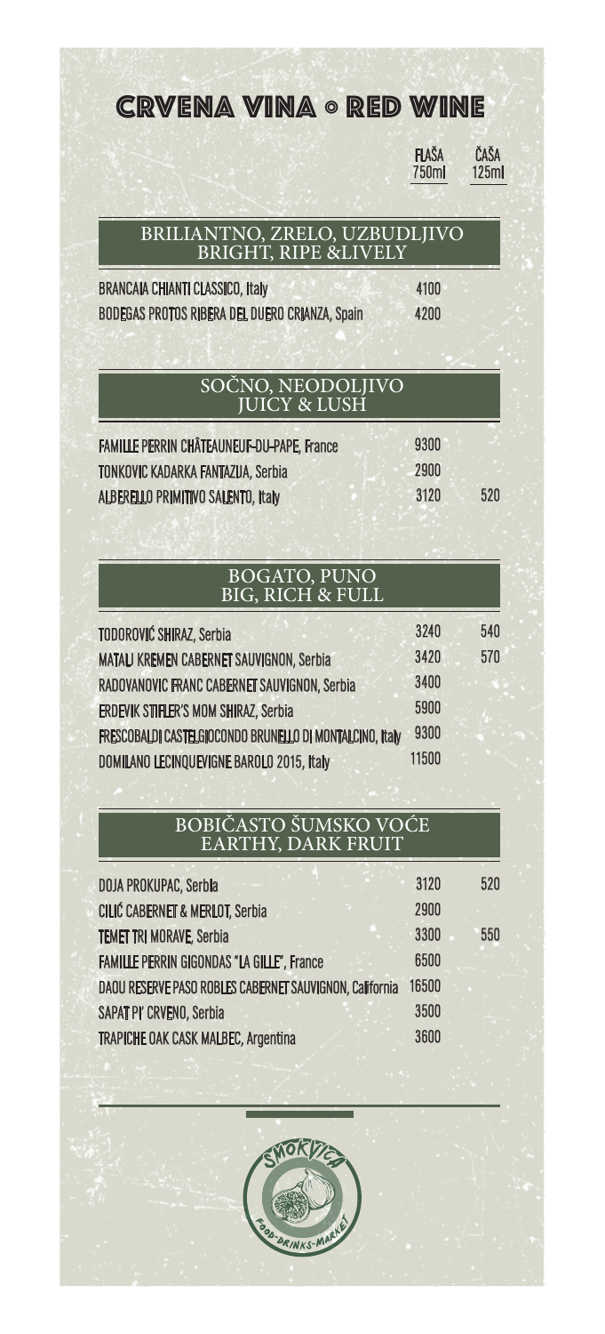# CRVENA VINA ◦ RED WINE

| | FLAŠA 750ml | ČAŠA 125ml |
|---|---|---|
| **BRILIANTNO, ZRELO, UZBUDLJIVO BRIGHT, RIPE &LIVELY** | | |
| BRANCAIA CHIANTI CLASSICO, Italy | 4100 | |
| BODEGAS PROTOS RIBERA DEL DUERO CRIANZA, Spain | 4200 | |
| **SOČNO, NEODOLJIVO JUICY & LUSH** | | |
| FAMILLE PERRIN CHÂTEAUNEUF-DU-PAPE, France | 9300 | |
| TONKOVIC KADARKA FANTAZIJA, Serbia | 2900 | |
| ALBERELLO PRIMITIVO SALENTO, Italy | 3120 | 520 |
| **BOGATO, PUNO BIG, RICH & FULL** | | |
| TODOROVIĆ SHIRAZ, Serbia | 3240 | 540 |
| MATALJ KREMEN CABERNET SAUVIGNON, Serbia | 3420 | 570 |
| RADOVANOVIC FRANC CABERNET SAUVIGNON, Serbia | 3400 | |
| ERDEVIK STIFLER'S MOM SHIRAZ, Serbia | 5900 | |
| FRESCOBALDI CASTELGIOCONDO BRUNELLO DI MONTALCINO, Italy | 9300 | |
| DOMILANO LECINQUEVIGNE BAROLO 2015, Italy | 11500 | |
| **BOBIČASTO ŠUMSKO VOĆE EARTHY, DARK FRUIT** | | |
| DOJA PROKUPAC, Serbia | 3120 | 520 |
| CILIĆ CABERNET & MERLOT, Serbia | 2900 | |
| TEMET TRI MORAVE, Serbia | 3300 | 550 |
| FAMILLE PERRIN GIGONDAS "LA GILLE", France | 6500 | |
| DAOU RESERVE PASO ROBLES CABERNET SAUVIGNON, California | 16500 | |
| SAPAT PI' CRVENO, Serbia | 3500 | |
| TRAPICHE OAK CASK MALBEC, Argentina | 3600 | |

SMOKVICA
FOOD-DRINKS-MARKET